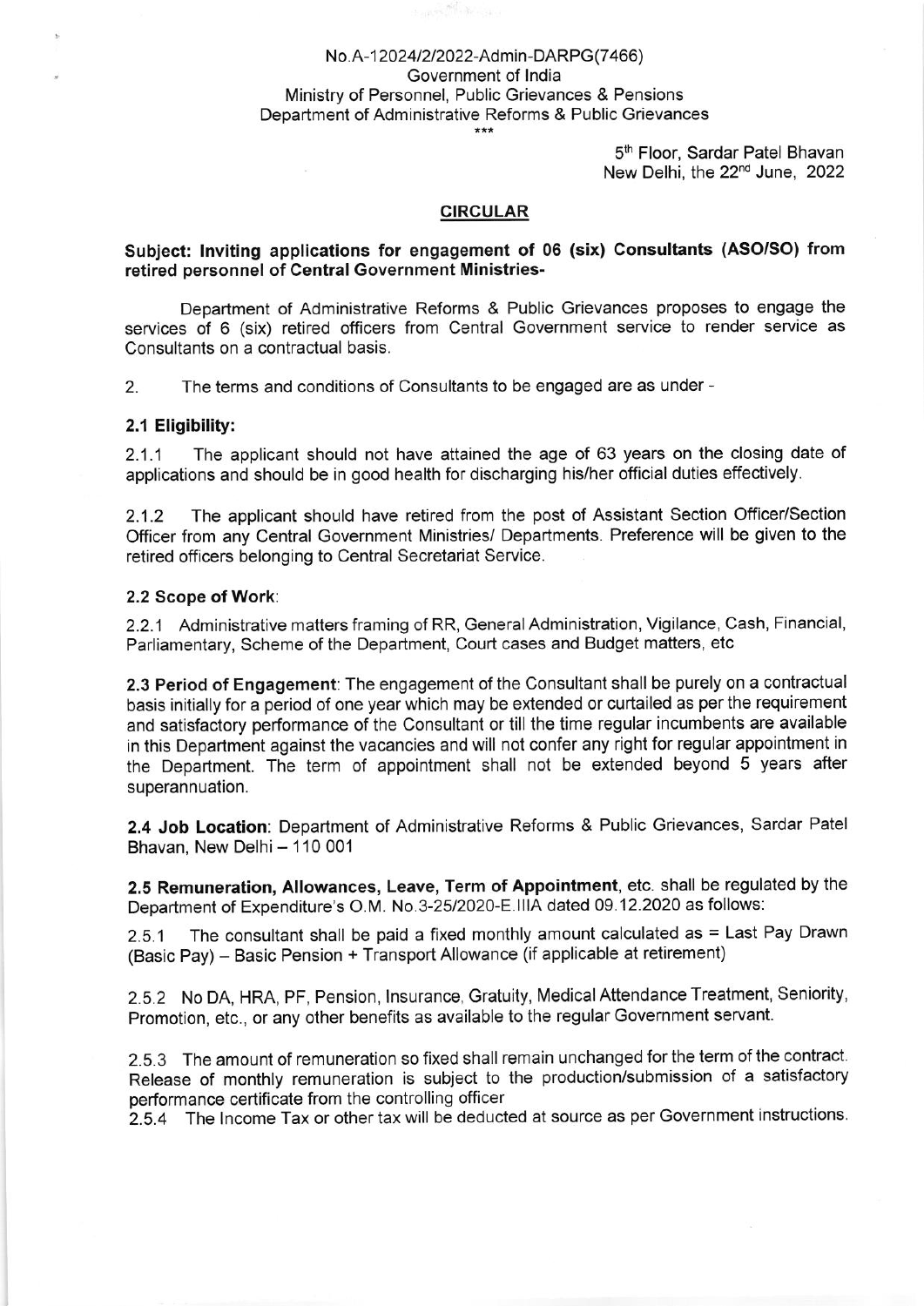No.A-12024/2/2022-Admin-DARPG(7466)
Government of India
Ministry of Personnel, Public Grievances & Pensions
Department of Administrative Reforms & Public Grievances

\*\*\*

5th Floor, Sardar Patel Bhavan
New Delhi, the 22nd June, 2022

## CIRCULAR

**Subject: Inviting applications for engagement of 06 (six) Consultants (ASO/SO) from retired personnel of Central Government Ministries-**

Department of Administrative Reforms & Public Grievances proposes to engage the services of 6 (six) retired officers from Central Government service to render service as Consultants on a contractual basis.

2. The terms and conditions of Consultants to be engaged are as under -

**2.1 Eligibility:**

2.1.1 The applicant should not have attained the age of 63 years on the closing date of applications and should be in good health for discharging his/her official duties effectively.

2.1.2 The applicant should have retired from the post of Assistant Section Officer/Section Officer from any Central Government Ministries/ Departments. Preference will be given to the retired officers belonging to Central Secretariat Service.

**2.2 Scope of Work**:

2.2.1 Administrative matters framing of RR, General Administration, Vigilance, Cash, Financial, Parliamentary, Scheme of the Department, Court cases and Budget matters, etc

**2.3 Period of Engagement**: The engagement of the Consultant shall be purely on a contractual basis initially for a period of one year which may be extended or curtailed as per the requirement and satisfactory performance of the Consultant or till the time regular incumbents are available in this Department against the vacancies and will not confer any right for regular appointment in the Department. The term of appointment shall not be extended beyond 5 years after superannuation.

**2.4 Job Location**: Department of Administrative Reforms & Public Grievances, Sardar Patel Bhavan, New Delhi – 110 001

**2.5 Remuneration, Allowances, Leave, Term of Appointment**, etc. shall be regulated by the Department of Expenditure's O.M. No.3-25/2020-E.IIIA dated 09.12.2020 as follows:

2.5.1 The consultant shall be paid a fixed monthly amount calculated as = Last Pay Drawn (Basic Pay) – Basic Pension + Transport Allowance (if applicable at retirement)

2.5.2 No DA, HRA, PF, Pension, Insurance, Gratuity, Medical Attendance Treatment, Seniority, Promotion, etc., or any other benefits as available to the regular Government servant.

2.5.3 The amount of remuneration so fixed shall remain unchanged for the term of the contract. Release of monthly remuneration is subject to the production/submission of a satisfactory performance certificate from the controlling officer

2.5.4 The Income Tax or other tax will be deducted at source as per Government instructions.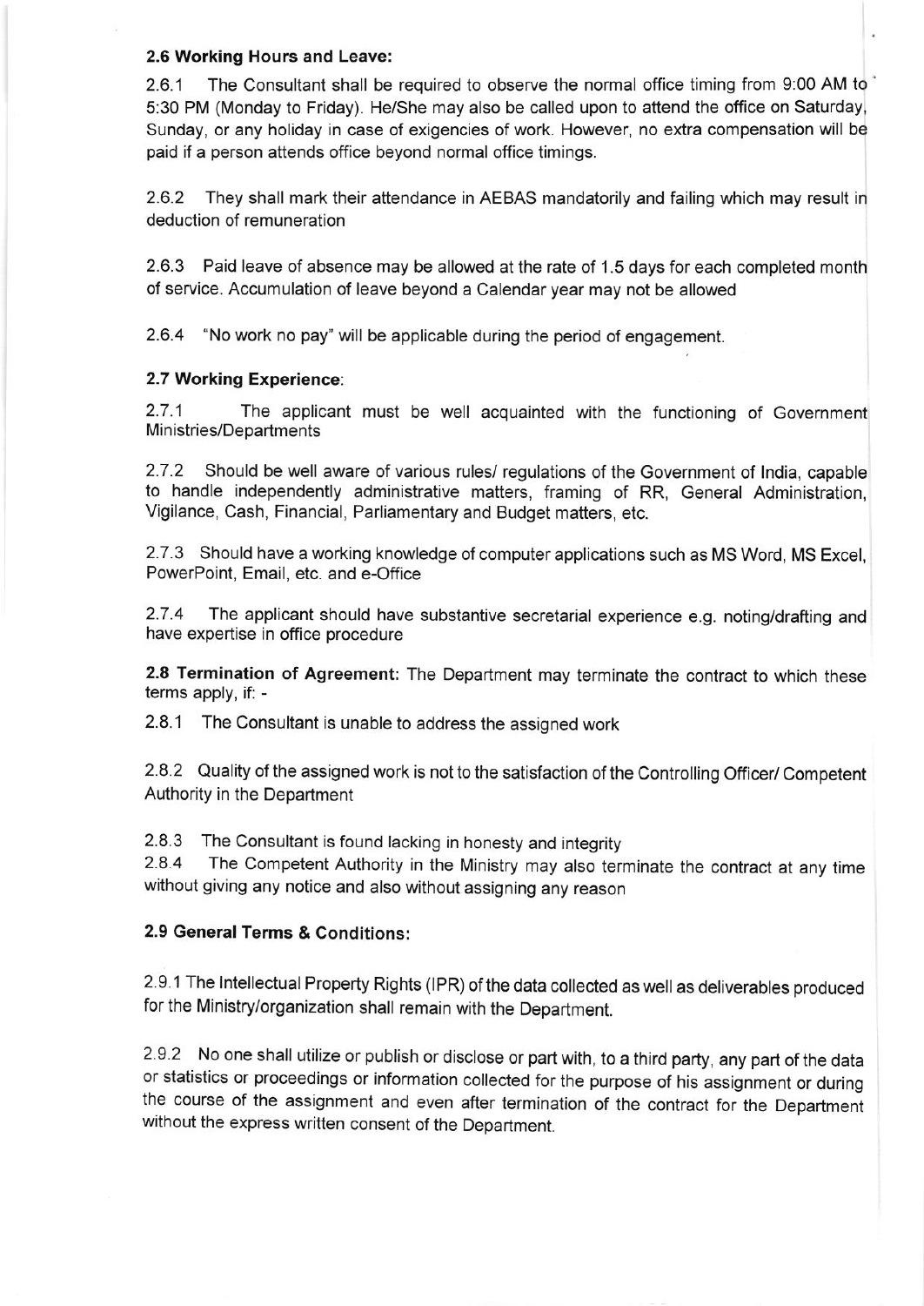**2.6 Working Hours and Leave:**

2.6.1 The Consultant shall be required to observe the normal office timing from 9:00 AM to 5:30 PM (Monday to Friday). He/She may also be called upon to attend the office on Saturday, Sunday, or any holiday in case of exigencies of work. However, no extra compensation will be paid if a person attends office beyond normal office timings.

2.6.2 They shall mark their attendance in AEBAS mandatorily and failing which may result in deduction of remuneration

2.6.3 Paid leave of absence may be allowed at the rate of 1.5 days for each completed month of service. Accumulation of leave beyond a Calendar year may not be allowed

2.6.4 "No work no pay" will be applicable during the period of engagement.

**2.7 Working Experience:**

2.7.1 The applicant must be well acquainted with the functioning of Government Ministries/Departments

2.7.2 Should be well aware of various rules/ regulations of the Government of India, capable to handle independently administrative matters, framing of RR, General Administration, Vigilance, Cash, Financial, Parliamentary and Budget matters, etc.

2.7.3 Should have a working knowledge of computer applications such as MS Word, MS Excel, PowerPoint, Email, etc. and e-Office

2.7.4 The applicant should have substantive secretarial experience e.g. noting/drafting and have expertise in office procedure

**2.8 Termination of Agreement:** The Department may terminate the contract to which these terms apply, if: -

2.8.1 The Consultant is unable to address the assigned work

2.8.2 Quality of the assigned work is not to the satisfaction of the Controlling Officer/ Competent Authority in the Department

2.8.3 The Consultant is found lacking in honesty and integrity

2.8.4 The Competent Authority in the Ministry may also terminate the contract at any time without giving any notice and also without assigning any reason

**2.9 General Terms & Conditions:**

2.9.1 The Intellectual Property Rights (IPR) of the data collected as well as deliverables produced for the Ministry/organization shall remain with the Department.

2.9.2 No one shall utilize or publish or disclose or part with, to a third party, any part of the data or statistics or proceedings or information collected for the purpose of his assignment or during the course of the assignment and even after termination of the contract for the Department without the express written consent of the Department.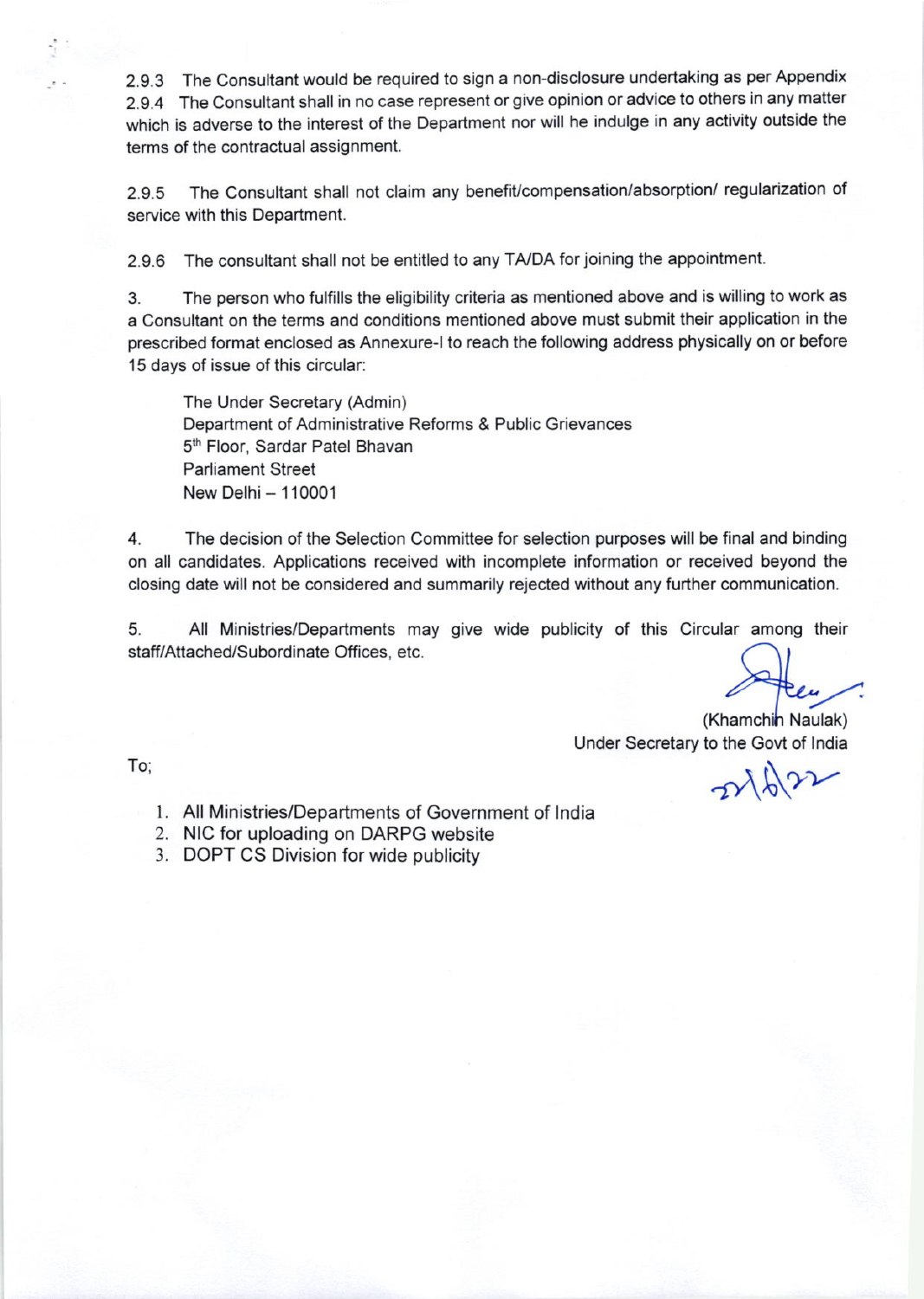2.9.3 The Consultant would be required to sign a non-disclosure undertaking as per Appendix

2.9.4 The Consultant shall in no case represent or give opinion or advice to others in any matter which is adverse to the interest of the Department nor will he indulge in any activity outside the terms of the contractual assignment.

2.9.5 The Consultant shall not claim any benefit/compensation/absorption/ regularization of service with this Department.

2.9.6 The consultant shall not be entitled to any TA/DA for joining the appointment.

3. The person who fulfills the eligibility criteria as mentioned above and is willing to work as a Consultant on the terms and conditions mentioned above must submit their application in the prescribed format enclosed as Annexure-I to reach the following address physically on or before 15 days of issue of this circular:

The Under Secretary (Admin)
Department of Administrative Reforms & Public Grievances
5th Floor, Sardar Patel Bhavan
Parliament Street
New Delhi – 110001

4. The decision of the Selection Committee for selection purposes will be final and binding on all candidates. Applications received with incomplete information or received beyond the closing date will not be considered and summarily rejected without any further communication.

5. All Ministries/Departments may give wide publicity of this Circular among their staff/Attached/Subordinate Offices, etc.

(Khamchin Naulak)
Under Secretary to the Govt of India
27/6/22

To;

1. All Ministries/Departments of Government of India
2. NIC for uploading on DARPG website
3. DOPT CS Division for wide publicity